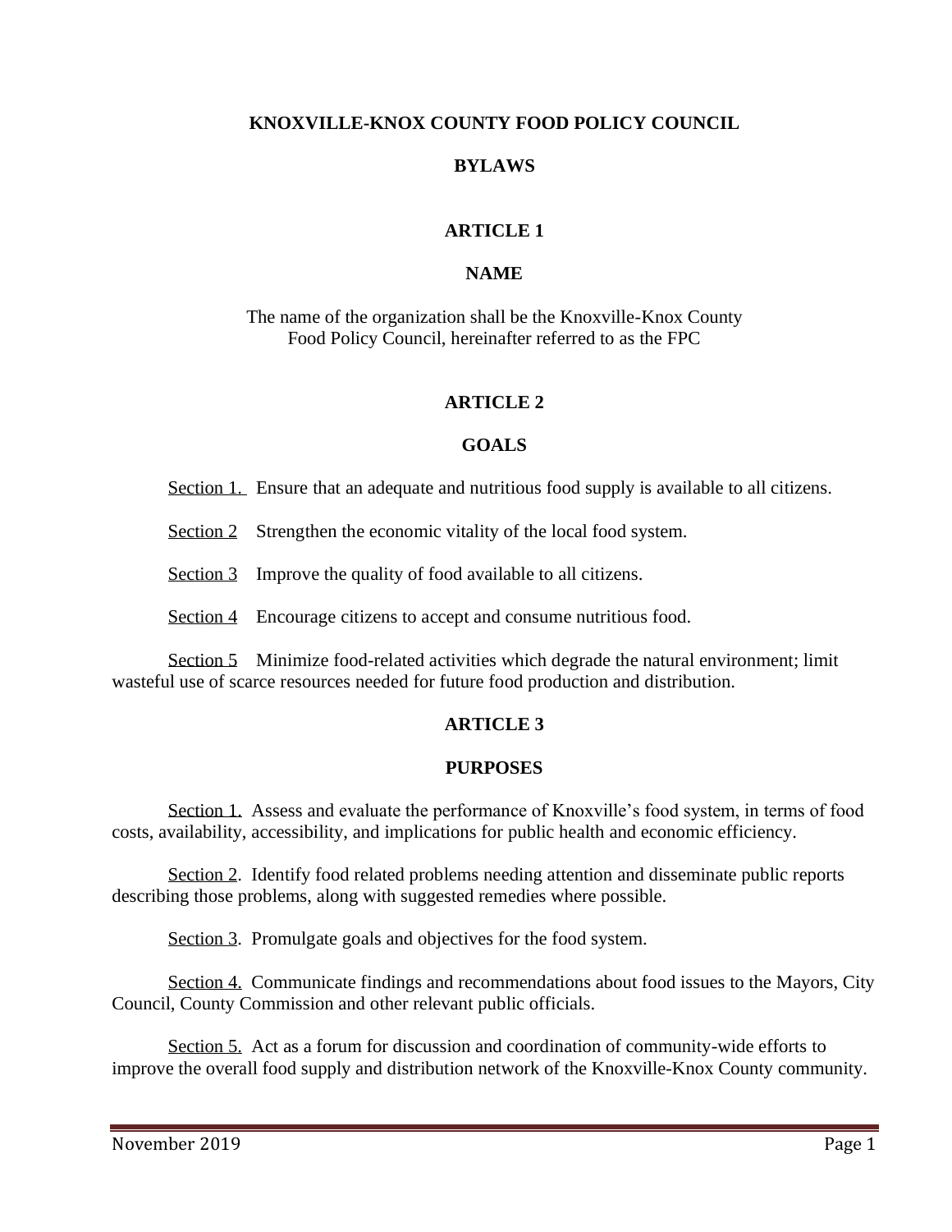# KNOXVILLE-KNOX COUNTY FOOD POLICY COUNCIL

# BYLAWS

## ARTICLE 1

## NAME

The name of the organization shall be the Knoxville-Knox County Food Policy Council, hereinafter referred to as the FPC

## ARTICLE 2

## GOALS

Section 1. Ensure that an adequate and nutritious food supply is available to all citizens.

Section 2 Strengthen the economic vitality of the local food system.

Section 3 Improve the quality of food available to all citizens.

Section 4 Encourage citizens to accept and consume nutritious food.

Section 5 Minimize food-related activities which degrade the natural environment; limit wasteful use of scarce resources needed for future food production and distribution.

## ARTICLE 3

## PURPOSES

Section 1. Assess and evaluate the performance of Knoxville's food system, in terms of food costs, availability, accessibility, and implications for public health and economic efficiency.

Section 2. Identify food related problems needing attention and disseminate public reports describing those problems, along with suggested remedies where possible.

Section 3. Promulgate goals and objectives for the food system.

Section 4. Communicate findings and recommendations about food issues to the Mayors, City Council, County Commission and other relevant public officials.

Section 5. Act as a forum for discussion and coordination of community-wide efforts to improve the overall food supply and distribution network of the Knoxville-Knox County community.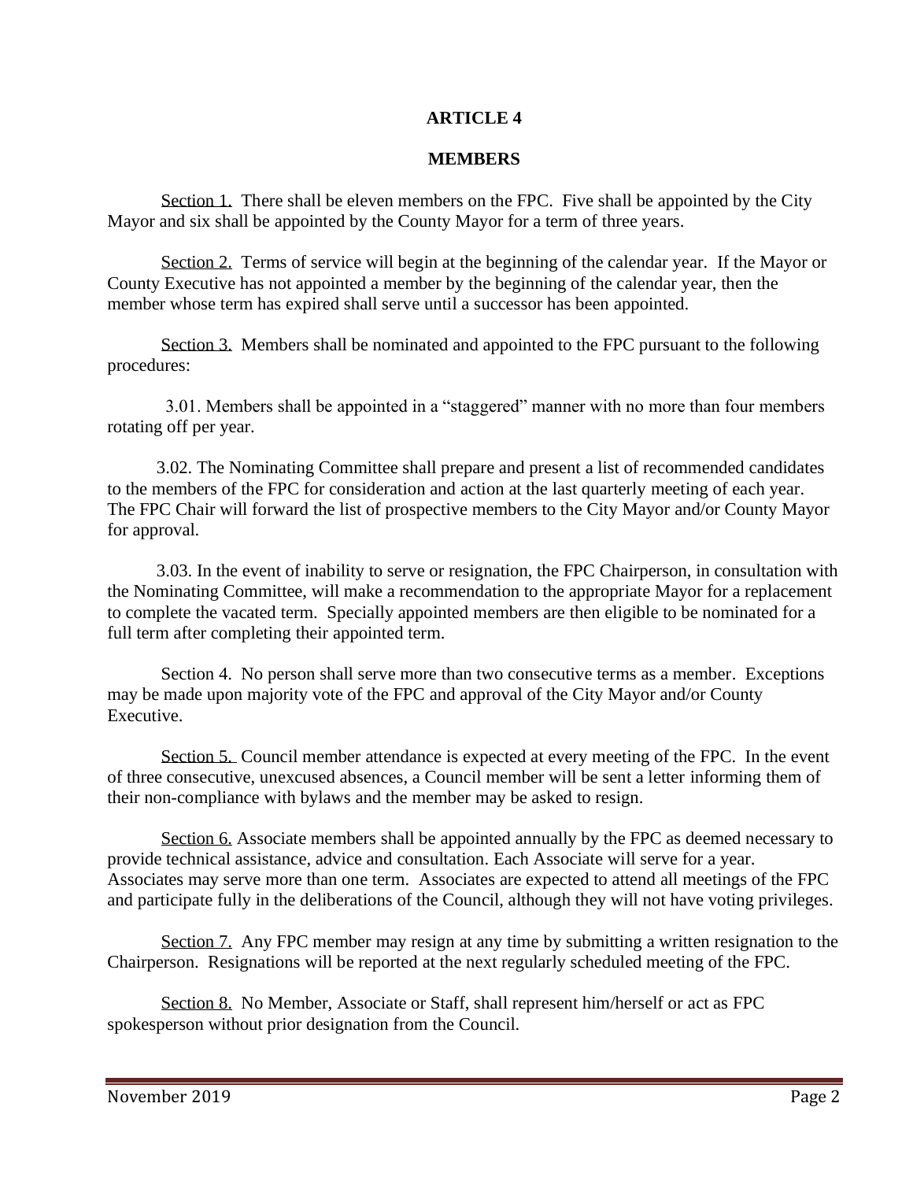# ARTICLE 4

## MEMBERS

Section 1. There shall be eleven members on the FPC. Five shall be appointed by the City Mayor and six shall be appointed by the County Mayor for a term of three years.

Section 2. Terms of service will begin at the beginning of the calendar year. If the Mayor or County Executive has not appointed a member by the beginning of the calendar year, then the member whose term has expired shall serve until a successor has been appointed.

Section 3. Members shall be nominated and appointed to the FPC pursuant to the following procedures:

3.01. Members shall be appointed in a "staggered" manner with no more than four members rotating off per year.

3.02. The Nominating Committee shall prepare and present a list of recommended candidates to the members of the FPC for consideration and action at the last quarterly meeting of each year. The FPC Chair will forward the list of prospective members to the City Mayor and/or County Mayor for approval.

3.03. In the event of inability to serve or resignation, the FPC Chairperson, in consultation with the Nominating Committee, will make a recommendation to the appropriate Mayor for a replacement to complete the vacated term. Specially appointed members are then eligible to be nominated for a full term after completing their appointed term.

Section 4. No person shall serve more than two consecutive terms as a member. Exceptions may be made upon majority vote of the FPC and approval of the City Mayor and/or County Executive.

Section 5. Council member attendance is expected at every meeting of the FPC. In the event of three consecutive, unexcused absences, a Council member will be sent a letter informing them of their non-compliance with bylaws and the member may be asked to resign.

Section 6. Associate members shall be appointed annually by the FPC as deemed necessary to provide technical assistance, advice and consultation. Each Associate will serve for a year. Associates may serve more than one term. Associates are expected to attend all meetings of the FPC and participate fully in the deliberations of the Council, although they will not have voting privileges.

Section 7. Any FPC member may resign at any time by submitting a written resignation to the Chairperson. Resignations will be reported at the next regularly scheduled meeting of the FPC.

Section 8. No Member, Associate or Staff, shall represent him/herself or act as FPC spokesperson without prior designation from the Council.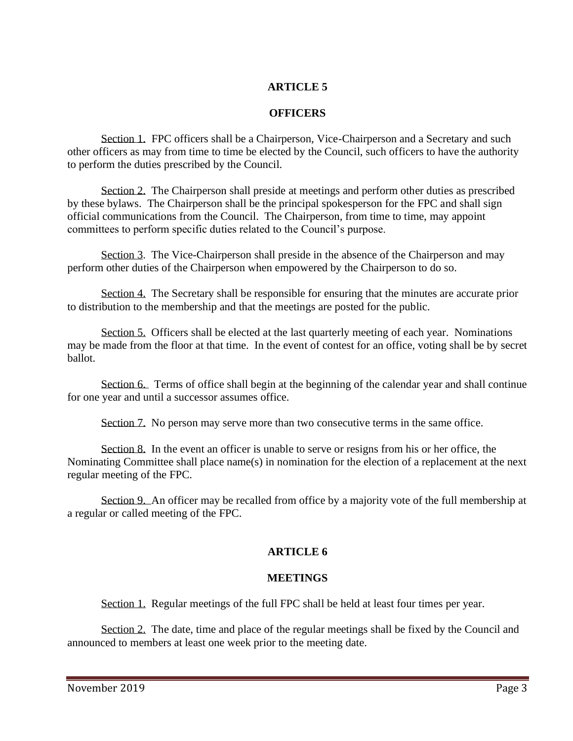## ARTICLE 5

### OFFICERS

Section 1. FPC officers shall be a Chairperson, Vice-Chairperson and a Secretary and such other officers as may from time to time be elected by the Council, such officers to have the authority to perform the duties prescribed by the Council.

Section 2. The Chairperson shall preside at meetings and perform other duties as prescribed by these bylaws. The Chairperson shall be the principal spokesperson for the FPC and shall sign official communications from the Council. The Chairperson, from time to time, may appoint committees to perform specific duties related to the Council's purpose.

Section 3. The Vice-Chairperson shall preside in the absence of the Chairperson and may perform other duties of the Chairperson when empowered by the Chairperson to do so.

Section 4. The Secretary shall be responsible for ensuring that the minutes are accurate prior to distribution to the membership and that the meetings are posted for the public.

Section 5. Officers shall be elected at the last quarterly meeting of each year. Nominations may be made from the floor at that time. In the event of contest for an office, voting shall be by secret ballot.

Section 6. Terms of office shall begin at the beginning of the calendar year and shall continue for one year and until a successor assumes office.

Section 7. No person may serve more than two consecutive terms in the same office.

Section 8. In the event an officer is unable to serve or resigns from his or her office, the Nominating Committee shall place name(s) in nomination for the election of a replacement at the next regular meeting of the FPC.

Section 9. An officer may be recalled from office by a majority vote of the full membership at a regular or called meeting of the FPC.

## ARTICLE 6

### MEETINGS

Section 1. Regular meetings of the full FPC shall be held at least four times per year.

Section 2. The date, time and place of the regular meetings shall be fixed by the Council and announced to members at least one week prior to the meeting date.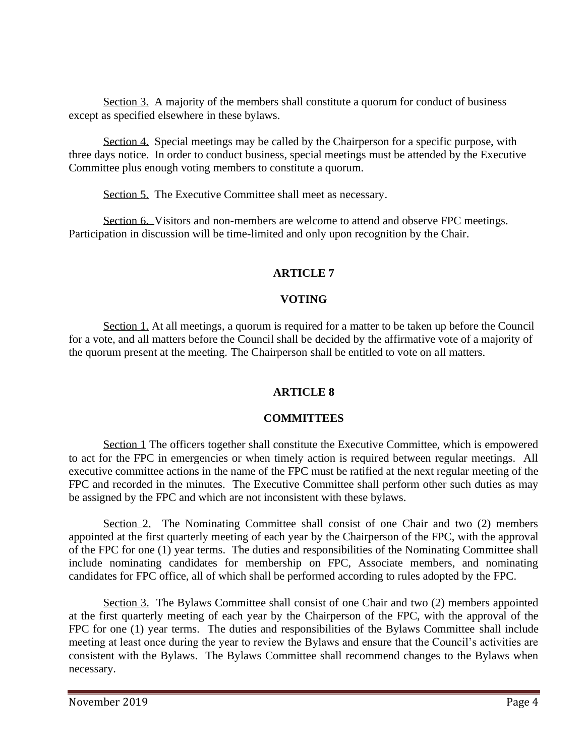Section 3. A majority of the members shall constitute a quorum for conduct of business except as specified elsewhere in these bylaws.

Section 4. Special meetings may be called by the Chairperson for a specific purpose, with three days notice. In order to conduct business, special meetings must be attended by the Executive Committee plus enough voting members to constitute a quorum.

Section 5. The Executive Committee shall meet as necessary.

Section 6. Visitors and non-members are welcome to attend and observe FPC meetings. Participation in discussion will be time-limited and only upon recognition by the Chair.

## ARTICLE 7

## VOTING

Section 1. At all meetings, a quorum is required for a matter to be taken up before the Council for a vote, and all matters before the Council shall be decided by the affirmative vote of a majority of the quorum present at the meeting. The Chairperson shall be entitled to vote on all matters.

## ARTICLE 8

## COMMITTEES

Section 1 The officers together shall constitute the Executive Committee, which is empowered to act for the FPC in emergencies or when timely action is required between regular meetings. All executive committee actions in the name of the FPC must be ratified at the next regular meeting of the FPC and recorded in the minutes. The Executive Committee shall perform other such duties as may be assigned by the FPC and which are not inconsistent with these bylaws.

Section 2. The Nominating Committee shall consist of one Chair and two (2) members appointed at the first quarterly meeting of each year by the Chairperson of the FPC, with the approval of the FPC for one (1) year terms. The duties and responsibilities of the Nominating Committee shall include nominating candidates for membership on FPC, Associate members, and nominating candidates for FPC office, all of which shall be performed according to rules adopted by the FPC.

Section 3. The Bylaws Committee shall consist of one Chair and two (2) members appointed at the first quarterly meeting of each year by the Chairperson of the FPC, with the approval of the FPC for one (1) year terms. The duties and responsibilities of the Bylaws Committee shall include meeting at least once during the year to review the Bylaws and ensure that the Council's activities are consistent with the Bylaws. The Bylaws Committee shall recommend changes to the Bylaws when necessary.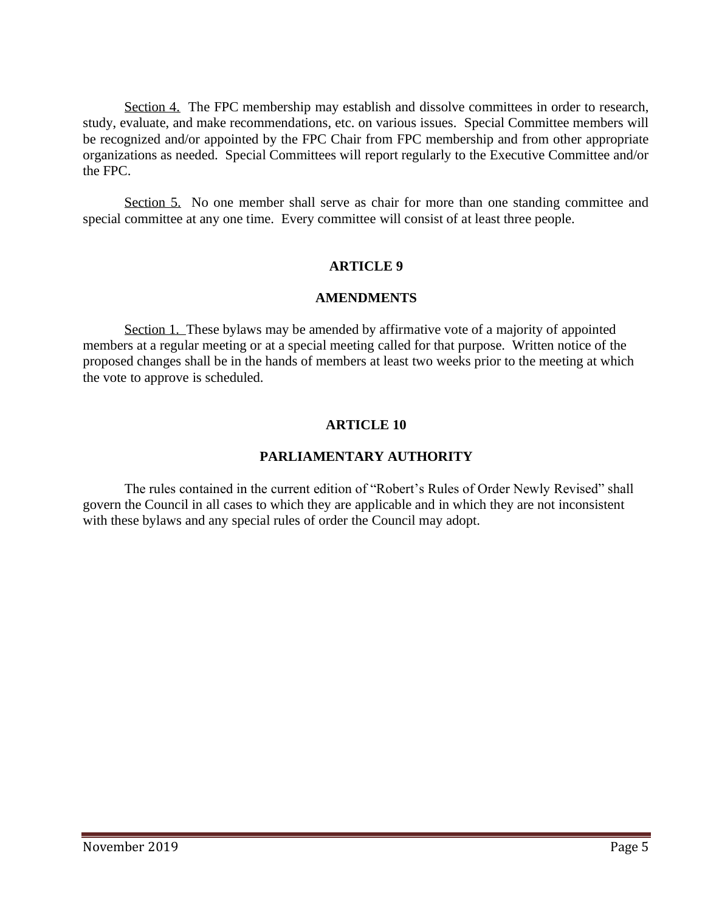Section 4. The FPC membership may establish and dissolve committees in order to research, study, evaluate, and make recommendations, etc. on various issues. Special Committee members will be recognized and/or appointed by the FPC Chair from FPC membership and from other appropriate organizations as needed. Special Committees will report regularly to the Executive Committee and/or the FPC.

Section 5. No one member shall serve as chair for more than one standing committee and special committee at any one time. Every committee will consist of at least three people.

## ARTICLE 9

## AMENDMENTS

Section 1. These bylaws may be amended by affirmative vote of a majority of appointed members at a regular meeting or at a special meeting called for that purpose. Written notice of the proposed changes shall be in the hands of members at least two weeks prior to the meeting at which the vote to approve is scheduled.

## ARTICLE 10

## PARLIAMENTARY AUTHORITY

The rules contained in the current edition of "Robert's Rules of Order Newly Revised" shall govern the Council in all cases to which they are applicable and in which they are not inconsistent with these bylaws and any special rules of order the Council may adopt.